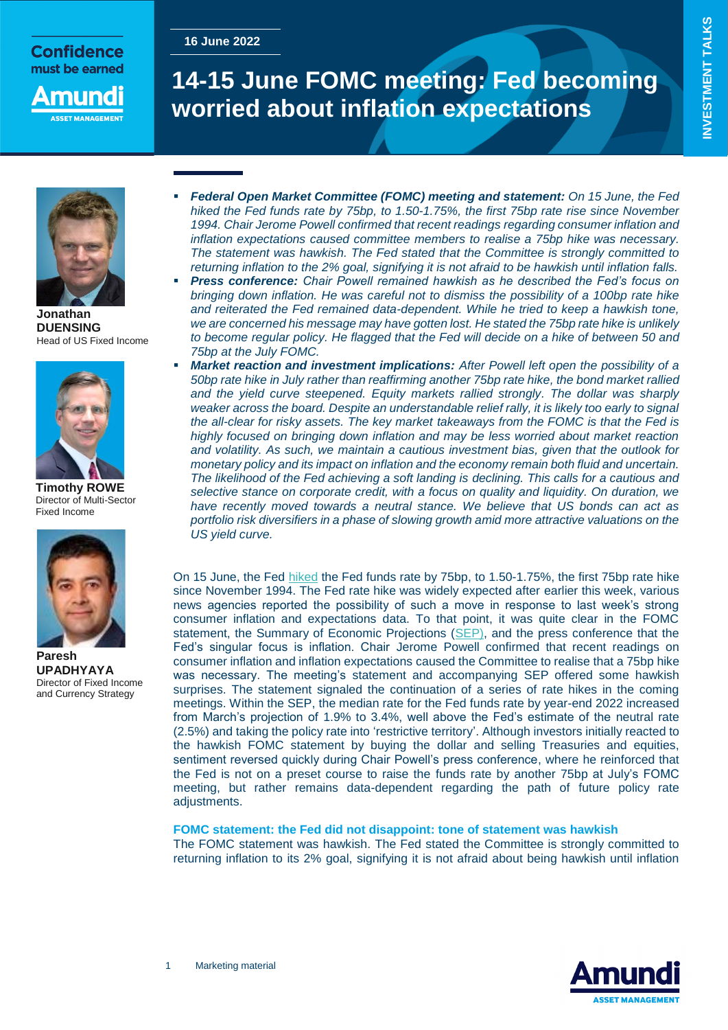Confidence must be earned

Amundi ASSET MANAGEMENT

16 June 2022

INVESTMENT TALKS

# 14-15 June FOMC meeting: Fed becoming worried about inflation expectations

**Jonathan DUENSING**
Head of US Fixed Income

**Timothy ROWE**
Director of Multi-Sector Fixed Income

**Paresh UPADHYAYA**
Director of Fixed Income and Currency Strategy

- ***Federal Open Market Committee (FOMC) meeting and statement:*** *On 15 June, the Fed hiked the Fed funds rate by 75bp, to 1.50-1.75%, the first 75bp rate rise since November 1994. Chair Jerome Powell confirmed that recent readings regarding consumer inflation and inflation expectations caused committee members to realise a 75bp hike was necessary. The statement was hawkish. The Fed stated that the Committee is strongly committed to returning inflation to the 2% goal, signifying it is not afraid to be hawkish until inflation falls.*
- ***Press conference:*** *Chair Powell remained hawkish as he described the Fed's focus on bringing down inflation. He was careful not to dismiss the possibility of a 100bp rate hike and reiterated the Fed remained data-dependent. While he tried to keep a hawkish tone, we are concerned his message may have gotten lost. He stated the 75bp rate hike is unlikely to become regular policy. He flagged that the Fed will decide on a hike of between 50 and 75bp at the July FOMC.*
- ***Market reaction and investment implications:*** *After Powell left open the possibility of a 50bp rate hike in July rather than reaffirming another 75bp rate hike, the bond market rallied and the yield curve steepened. Equity markets rallied strongly. The dollar was sharply weaker across the board. Despite an understandable relief rally, it is likely too early to signal the all-clear for risky assets. The key market takeaways from the FOMC is that the Fed is highly focused on bringing down inflation and may be less worried about market reaction and volatility. As such, we maintain a cautious investment bias, given that the outlook for monetary policy and its impact on inflation and the economy remain both fluid and uncertain. The likelihood of the Fed achieving a soft landing is declining. This calls for a cautious and selective stance on corporate credit, with a focus on quality and liquidity. On duration, we have recently moved towards a neutral stance. We believe that US bonds can act as portfolio risk diversifiers in a phase of slowing growth amid more attractive valuations on the US yield curve.*

On 15 June, the Fed hiked the Fed funds rate by 75bp, to 1.50-1.75%, the first 75bp rate hike since November 1994. The Fed rate hike was widely expected after earlier this week, various news agencies reported the possibility of such a move in response to last week's strong consumer inflation and expectations data. To that point, it was quite clear in the FOMC statement, the Summary of Economic Projections (SEP), and the press conference that the Fed's singular focus is inflation. Chair Jerome Powell confirmed that recent readings on consumer inflation and inflation expectations caused the Committee to realise that a 75bp hike was necessary. The meeting's statement and accompanying SEP offered some hawkish surprises. The statement signaled the continuation of a series of rate hikes in the coming meetings. Within the SEP, the median rate for the Fed funds rate by year-end 2022 increased from March's projection of 1.9% to 3.4%, well above the Fed's estimate of the neutral rate (2.5%) and taking the policy rate into 'restrictive territory'. Although investors initially reacted to the hawkish FOMC statement by buying the dollar and selling Treasuries and equities, sentiment reversed quickly during Chair Powell's press conference, where he reinforced that the Fed is not on a preset course to raise the funds rate by another 75bp at July's FOMC meeting, but rather remains data-dependent regarding the path of future policy rate adjustments.

### FOMC statement: the Fed did not disappoint: tone of statement was hawkish

The FOMC statement was hawkish. The Fed stated the Committee is strongly committed to returning inflation to its 2% goal, signifying it is not afraid about being hawkish until inflation

Marketing material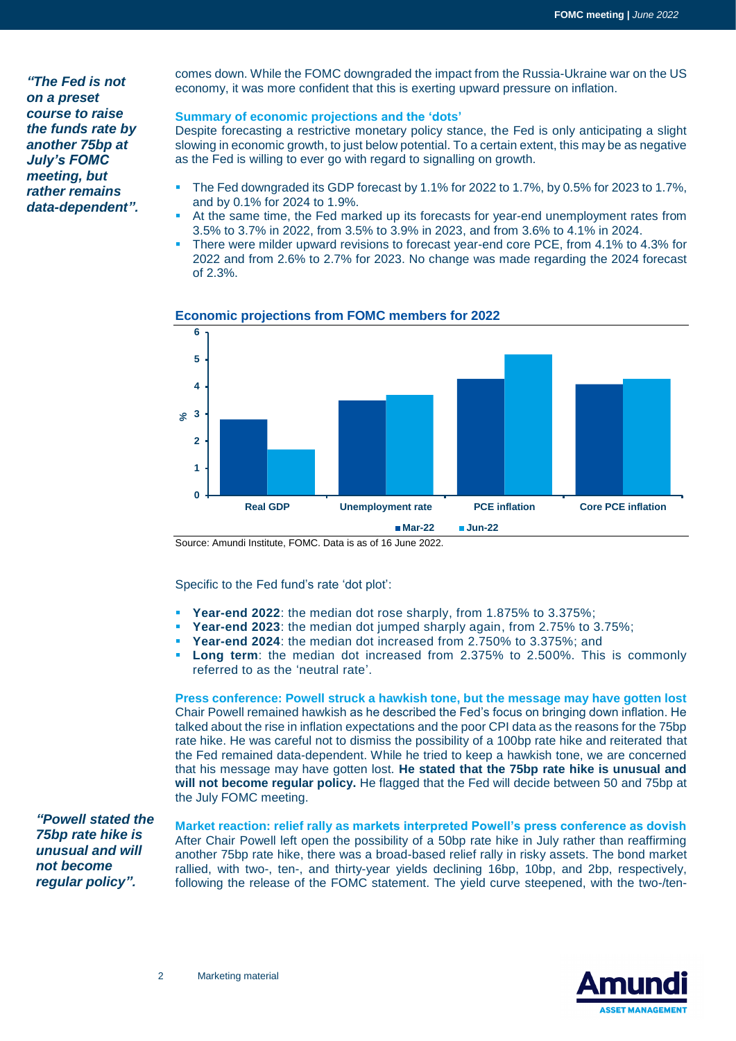*"The Fed is not on a preset course to raise the funds rate by another 75bp at July's FOMC meeting, but rather remains data-dependent".*

comes down. While the FOMC downgraded the impact from the Russia-Ukraine war on the US economy, it was more confident that this is exerting upward pressure on inflation.

### Summary of economic projections and the 'dots'

Despite forecasting a restrictive monetary policy stance, the Fed is only anticipating a slight slowing in economic growth, to just below potential. To a certain extent, this may be as negative as the Fed is willing to ever go with regard to signalling on growth.

- The Fed downgraded its GDP forecast by 1.1% for 2022 to 1.7%, by 0.5% for 2023 to 1.7%, and by 0.1% for 2024 to 1.9%.
- At the same time, the Fed marked up its forecasts for year-end unemployment rates from 3.5% to 3.7% in 2022, from 3.5% to 3.9% in 2023, and from 3.6% to 4.1% in 2024.
- There were milder upward revisions to forecast year-end core PCE, from 4.1% to 4.3% for 2022 and from 2.6% to 2.7% for 2023. No change was made regarding the 2024 forecast of 2.3%.

### Economic projections from FOMC members for 2022

| % | Mar-22 | Jun-22 |
|---|---|---|
| Real GDP | 2.8 | 1.7 |
| Unemployment rate | 3.5 | 3.7 |
| PCE inflation | 4.3 | 5.2 |
| Core PCE inflation | 4.1 | 4.3 |

Source: Amundi Institute, FOMC. Data is as of 16 June 2022.

Specific to the Fed fund's rate 'dot plot':

- **Year-end 2022**: the median dot rose sharply, from 1.875% to 3.375%;
- **Year-end 2023**: the median dot jumped sharply again, from 2.75% to 3.75%;
- **Year-end 2024**: the median dot increased from 2.750% to 3.375%; and
- **Long term**: the median dot increased from 2.375% to 2.500%. This is commonly referred to as the 'neutral rate'.

### Press conference: Powell struck a hawkish tone, but the message may have gotten lost

Chair Powell remained hawkish as he described the Fed's focus on bringing down inflation. He talked about the rise in inflation expectations and the poor CPI data as the reasons for the 75bp rate hike. He was careful not to dismiss the possibility of a 100bp rate hike and reiterated that the Fed remained data-dependent. While he tried to keep a hawkish tone, we are concerned that his message may have gotten lost. **He stated that the 75bp rate hike is unusual and will not become regular policy.** He flagged that the Fed will decide between 50 and 75bp at the July FOMC meeting.

*"Powell stated the 75bp rate hike is unusual and will not become regular policy".*

### Market reaction: relief rally as markets interpreted Powell's press conference as dovish

After Chair Powell left open the possibility of a 50bp rate hike in July rather than reaffirming another 75bp rate hike, there was a broad-based relief rally in risky assets. The bond market rallied, with two-, ten-, and thirty-year yields declining 16bp, 10bp, and 2bp, respectively, following the release of the FOMC statement. The yield curve steepened, with the two-/ten-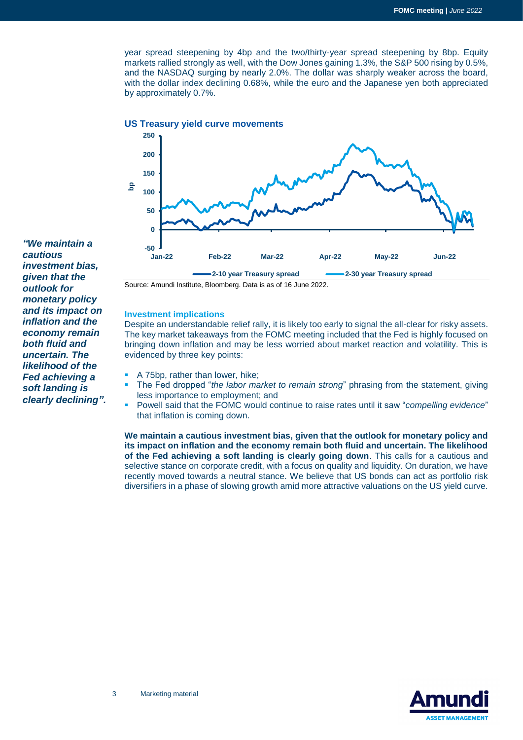year spread steepening by 4bp and the two/thirty-year spread steepening by 8bp. Equity markets rallied strongly as well, with the Dow Jones gaining 1.3%, the S&P 500 rising by 0.5%, and the NASDAQ surging by nearly 2.0%. The dollar was sharply weaker across the board, with the dollar index declining 0.68%, while the euro and the Japanese yen both appreciated by approximately 0.7%.

### US Treasury yield curve movements

Source: Amundi Institute, Bloomberg. Data is as of 16 June 2022.

*"We maintain a cautious investment bias, given that the outlook for monetary policy and its impact on inflation and the economy remain both fluid and uncertain. The likelihood of the Fed achieving a soft landing is clearly declining".*

### Investment implications

Despite an understandable relief rally, it is likely too early to signal the all-clear for risky assets. The key market takeaways from the FOMC meeting included that the Fed is highly focused on bringing down inflation and may be less worried about market reaction and volatility. This is evidenced by three key points:

- A 75bp, rather than lower, hike;
- The Fed dropped "*the labor market to remain strong*" phrasing from the statement, giving less importance to employment; and
- Powell said that the FOMC would continue to raise rates until it saw "*compelling evidence*" that inflation is coming down.

**We maintain a cautious investment bias, given that the outlook for monetary policy and its impact on inflation and the economy remain both fluid and uncertain. The likelihood of the Fed achieving a soft landing is clearly going down**. This calls for a cautious and selective stance on corporate credit, with a focus on quality and liquidity. On duration, we have recently moved towards a neutral stance. We believe that US bonds can act as portfolio risk diversifiers in a phase of slowing growth amid more attractive valuations on the US yield curve.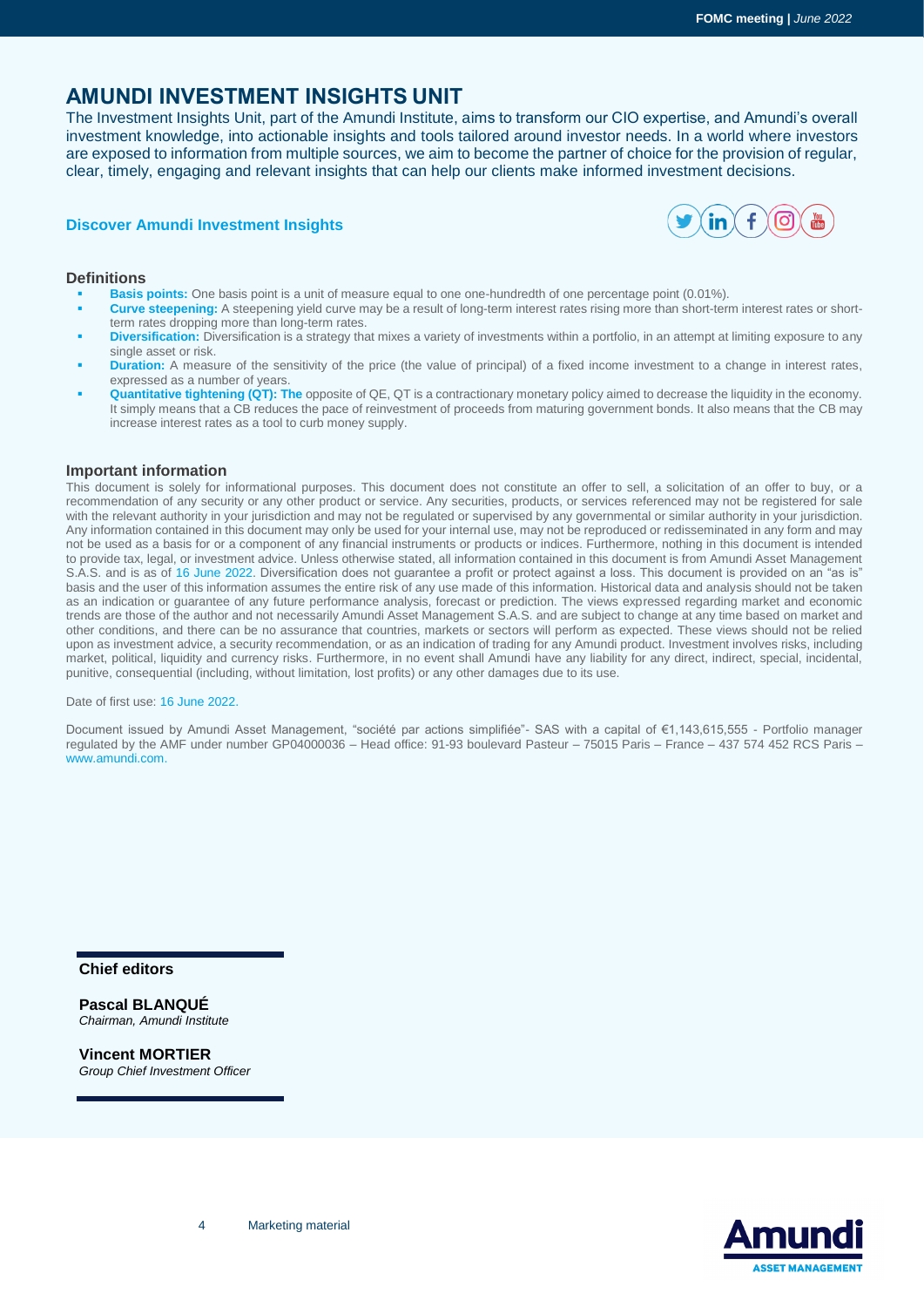# AMUNDI INVESTMENT INSIGHTS UNIT

The Investment Insights Unit, part of the Amundi Institute, aims to transform our CIO expertise, and Amundi's overall investment knowledge, into actionable insights and tools tailored around investor needs. In a world where investors are exposed to information from multiple sources, we aim to become the partner of choice for the provision of regular, clear, timely, engaging and relevant insights that can help our clients make informed investment decisions.

**Discover Amundi Investment Insights**

## Definitions

- **Basis points:** One basis point is a unit of measure equal to one one-hundredth of one percentage point (0.01%).
- **Curve steepening:** A steepening yield curve may be a result of long-term interest rates rising more than short-term interest rates or short-term rates dropping more than long-term rates.
- **Diversification:** Diversification is a strategy that mixes a variety of investments within a portfolio, in an attempt at limiting exposure to any single asset or risk.
- **Duration:** A measure of the sensitivity of the price (the value of principal) of a fixed income investment to a change in interest rates, expressed as a number of years.
- **Quantitative tightening (QT): The** opposite of QE, QT is a contractionary monetary policy aimed to decrease the liquidity in the economy. It simply means that a CB reduces the pace of reinvestment of proceeds from maturing government bonds. It also means that the CB may increase interest rates as a tool to curb money supply.

## Important information

This document is solely for informational purposes. This document does not constitute an offer to sell, a solicitation of an offer to buy, or a recommendation of any security or any other product or service. Any securities, products, or services referenced may not be registered for sale with the relevant authority in your jurisdiction and may not be regulated or supervised by any governmental or similar authority in your jurisdiction. Any information contained in this document may only be used for your internal use, may not be reproduced or redisseminated in any form and may not be used as a basis for or a component of any financial instruments or products or indices. Furthermore, nothing in this document is intended to provide tax, legal, or investment advice. Unless otherwise stated, all information contained in this document is from Amundi Asset Management S.A.S. and is as of 16 June 2022. Diversification does not guarantee a profit or protect against a loss. This document is provided on an "as is" basis and the user of this information assumes the entire risk of any use made of this information. Historical data and analysis should not be taken as an indication or guarantee of any future performance analysis, forecast or prediction. The views expressed regarding market and economic trends are those of the author and not necessarily Amundi Asset Management S.A.S. and are subject to change at any time based on market and other conditions, and there can be no assurance that countries, markets or sectors will perform as expected. These views should not be relied upon as investment advice, a security recommendation, or as an indication of trading for any Amundi product. Investment involves risks, including market, political, liquidity and currency risks. Furthermore, in no event shall Amundi have any liability for any direct, indirect, special, incidental, punitive, consequential (including, without limitation, lost profits) or any other damages due to its use.

Date of first use: 16 June 2022.

Document issued by Amundi Asset Management, "société par actions simplifiée"- SAS with a capital of €1,143,615,555 - Portfolio manager regulated by the AMF under number GP04000036 – Head office: 91-93 boulevard Pasteur – 75015 Paris – France – 437 574 452 RCS Paris – www.amundi.com.

**Chief editors**

**Pascal BLANQUÉ**
*Chairman, Amundi Institute*

**Vincent MORTIER**
*Group Chief Investment Officer*

Marketing material